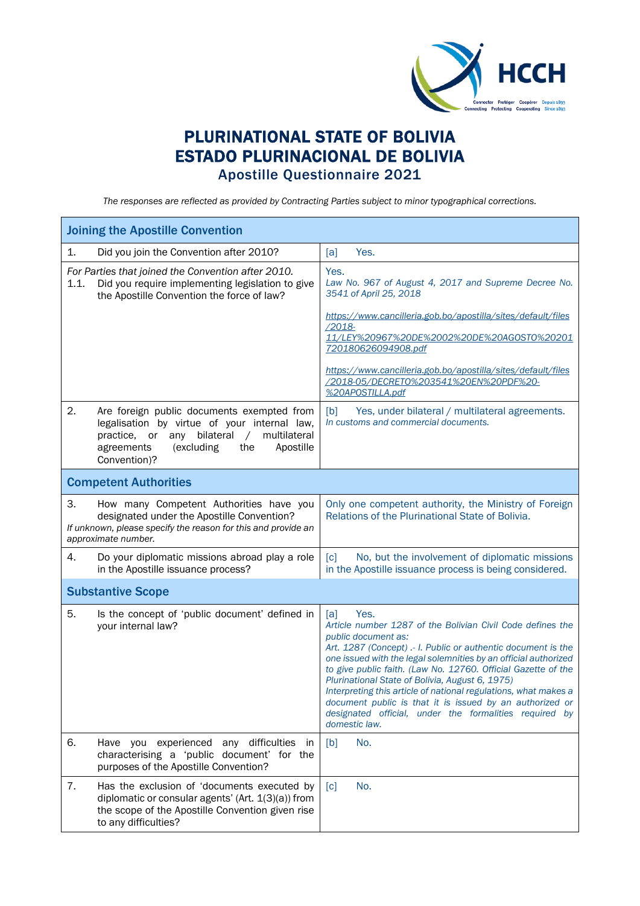# PLURINATIONAL STATE OF BOLIVIA
# ESTADO PLURINACIONAL DE BOLIVIA
## Apostille Questionnaire 2021

*The responses are reflected as provided by Contracting Parties subject to minor typographical corrections.*

| **Joining the Apostille Convention** | |
|---|---|
| 1. Did you join the Convention after 2010? | [a] Yes. |
| *For Parties that joined the Convention after 2010.*<br>1.1. Did you require implementing legislation to give the Apostille Convention the force of law? | Yes.<br>*Law No. 967 of August 4, 2017 and Supreme Decree No. 3541 of April 25, 2018*<br><br>*https://www.cancilleria.gob.bo/apostilla/sites/default/files/2018-11/LEY%20967%20DE%2002%20DE%20AGOSTO%20201720180626094908.pdf*<br><br>*https://www.cancilleria.gob.bo/apostilla/sites/default/files/2018-05/DECRETO%203541%20EN%20PDF%20-%20APOSTILLA.pdf* |
| 2. Are foreign public documents exempted from legalisation by virtue of your internal law, practice, or any bilateral / multilateral agreements (excluding the Apostille Convention)? | [b] Yes, under bilateral / multilateral agreements.<br>*In customs and commercial documents.* |
| **Competent Authorities** | |
| 3. How many Competent Authorities have you designated under the Apostille Convention?<br>*If unknown, please specify the reason for this and provide an approximate number.* | Only one competent authority, the Ministry of Foreign Relations of the Plurinational State of Bolivia. |
| 4. Do your diplomatic missions abroad play a role in the Apostille issuance process? | [c] No, but the involvement of diplomatic missions in the Apostille issuance process is being considered. |
| **Substantive Scope** | |
| 5. Is the concept of 'public document' defined in your internal law? | [a] Yes.<br>*Article number 1287 of the Bolivian Civil Code defines the public document as:*<br>*Art. 1287 (Concept) .- I. Public or authentic document is the one issued with the legal solemnities by an official authorized to give public faith. (Law No. 12760. Official Gazette of the Plurinational State of Bolivia, August 6, 1975)*<br>*Interpreting this article of national regulations, what makes a document public is that it is issued by an authorized or designated official, under the formalities required by domestic law.* |
| 6. Have you experienced any difficulties in characterising a 'public document' for the purposes of the Apostille Convention? | [b] No. |
| 7. Has the exclusion of 'documents executed by diplomatic or consular agents' (Art. 1(3)(a)) from the scope of the Apostille Convention given rise to any difficulties? | [c] No. |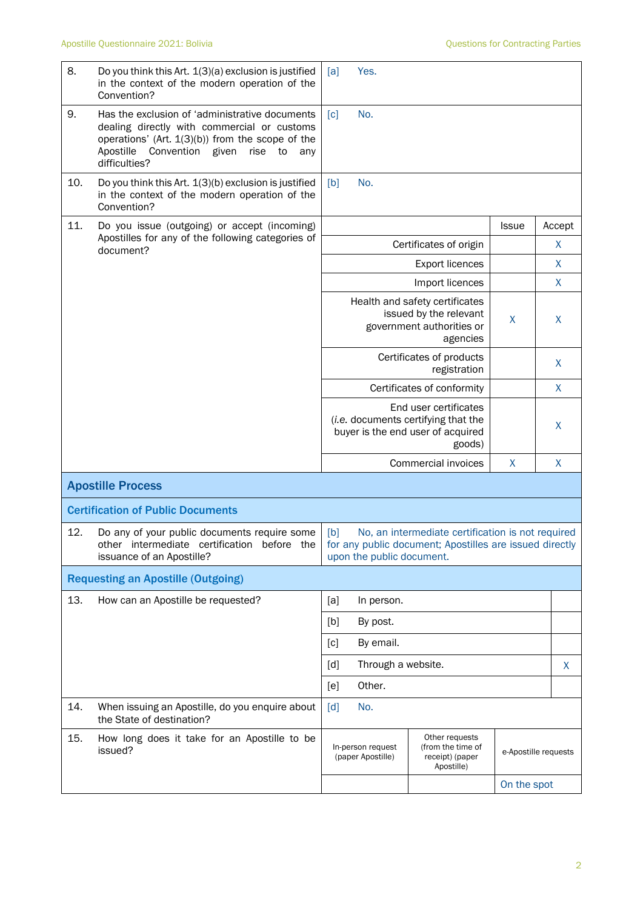| | | |
|---|---|---|
| 8. | Do you think this Art. 1(3)(a) exclusion is justified in the context of the modern operation of the Convention? | [a] Yes. |
| 9. | Has the exclusion of 'administrative documents dealing directly with commercial or customs operations' (Art. 1(3)(b)) from the scope of the Apostille Convention given rise to any difficulties? | [c] No. |
| 10. | Do you think this Art. 1(3)(b) exclusion is justified in the context of the modern operation of the Convention? | [b] No. |

**11. Do you issue (outgoing) or accept (incoming) Apostilles for any of the following categories of document?**

| | Issue | Accept |
|---|---|---|
| Certificates of origin | | X |
| Export licences | | X |
| Import licences | | X |
| Health and safety certificates issued by the relevant government authorities or agencies | X | X |
| Certificates of products registration | | X |
| Certificates of conformity | | X |
| End user certificates (*i.e.* documents certifying that the buyer is the end user of acquired goods) | | X |
| Commercial invoices | X | X |

## Apostille Process

### Certification of Public Documents

| | | |
|---|---|---|
| 12. | Do any of your public documents require some other intermediate certification before the issuance of an Apostille? | [b] No, an intermediate certification is not required for any public document; Apostilles are issued directly upon the public document. |

### Requesting an Apostille (Outgoing)

**13. How can an Apostille be requested?**

| | | |
|---|---|---|
| [a] | In person. | |
| [b] | By post. | |
| [c] | By email. | |
| [d] | Through a website. | X |
| [e] | Other. | |

| | | |
|---|---|---|
| 14. | When issuing an Apostille, do you enquire about the State of destination? | [d] No. |

**15. How long does it take for an Apostille to be issued?**

| In-person request (paper Apostille) | Other requests (from the time of receipt) (paper Apostille) | e-Apostille requests |
|---|---|---|
| | | On the spot |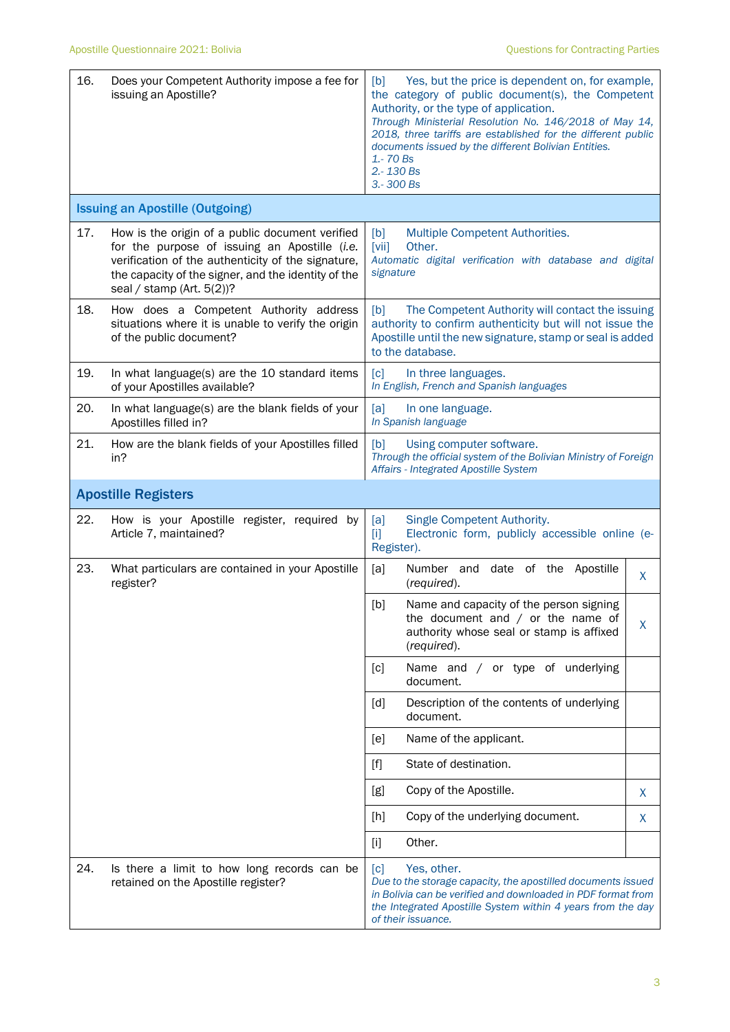| No. | Question | Answer | |
|---|---|---|---|
| 16. | Does your Competent Authority impose a fee for issuing an Apostille? | [b] Yes, but the price is dependent on, for example, the category of public document(s), the Competent Authority, or the type of application.<br>*Through Ministerial Resolution No. 146/2018 of May 14, 2018, three tariffs are established for the different public documents issued by the different Bolivian Entities.*<br>*1.- 70 Bs*<br>*2.- 130 Bs*<br>*3.- 300 Bs* | |
| **Issuing an Apostille (Outgoing)** | | | |
| 17. | How is the origin of a public document verified for the purpose of issuing an Apostille (*i.e.* verification of the authenticity of the signature, the capacity of the signer, and the identity of the seal / stamp (Art. 5(2))? | [b] Multiple Competent Authorities.<br>[vii] Other.<br>*Automatic digital verification with database and digital signature* | |
| 18. | How does a Competent Authority address situations where it is unable to verify the origin of the public document? | [b] The Competent Authority will contact the issuing authority to confirm authenticity but will not issue the Apostille until the new signature, stamp or seal is added to the database. | |
| 19. | In what language(s) are the 10 standard items of your Apostilles available? | [c] In three languages.<br>*In English, French and Spanish languages* | |
| 20. | In what language(s) are the blank fields of your Apostilles filled in? | [a] In one language.<br>*In Spanish language* | |
| 21. | How are the blank fields of your Apostilles filled in? | [b] Using computer software.<br>*Through the official system of the Bolivian Ministry of Foreign Affairs - Integrated Apostille System* | |
| **Apostille Registers** | | | |
| 22. | How is your Apostille register, required by Article 7, maintained? | [a] Single Competent Authority.<br>[i] Electronic form, publicly accessible online (e-Register). | |
| 23. | What particulars are contained in your Apostille register? | [a] Number and date of the Apostille (*required*). | X |
| | | [b] Name and capacity of the person signing the document and / or the name of authority whose seal or stamp is affixed (*required*). | X |
| | | [c] Name and / or type of underlying document. | |
| | | [d] Description of the contents of underlying document. | |
| | | [e] Name of the applicant. | |
| | | [f] State of destination. | |
| | | [g] Copy of the Apostille. | X |
| | | [h] Copy of the underlying document. | X |
| | | [i] Other. | |
| 24. | Is there a limit to how long records can be retained on the Apostille register? | [c] Yes, other.<br>*Due to the storage capacity, the apostilled documents issued in Bolivia can be verified and downloaded in PDF format from the Integrated Apostille System within 4 years from the day of their issuance.* | |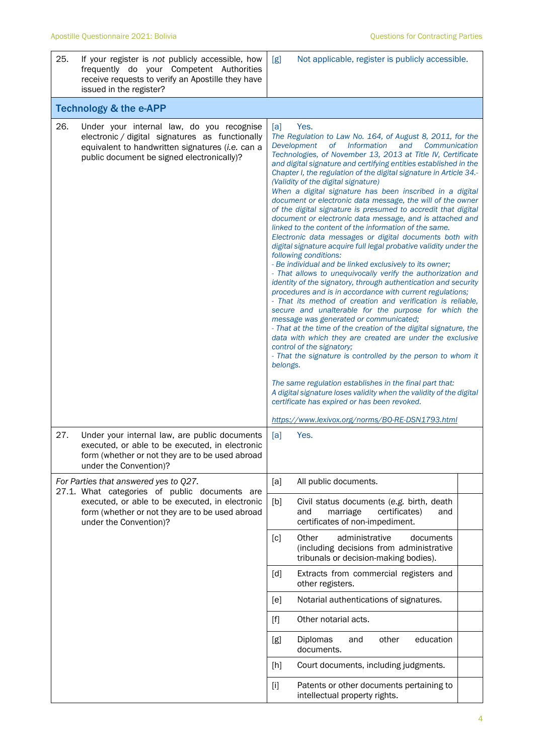| | | |
|---|---|---|
| 25. If your register is *not* publicly accessible, how frequently do your Competent Authorities receive requests to verify an Apostille they have issued in the register? | [g] Not applicable, register is publicly accessible. | |
| **Technology & the e-APP** | | |
| 26. Under your internal law, do you recognise electronic / digital signatures as functionally equivalent to handwritten signatures (*i.e.* can a public document be signed electronically)? | [a] Yes.<br>*The Regulation to Law No. 164, of August 8, 2011, for the Development of Information and Communication Technologies, of November 13, 2013 at Title IV, Certificate and digital signature and certifying entities established in the Chapter I, the regulation of the digital signature in Article 34.- (Validity of the digital signature)*<br>*When a digital signature has been inscribed in a digital document or electronic data message, the will of the owner of the digital signature is presumed to accredit that digital document or electronic data message, and is attached and linked to the content of the information of the same.*<br>*Electronic data messages or digital documents both with digital signature acquire full legal probative validity under the following conditions:*<br>*- Be individual and be linked exclusively to its owner;*<br>*- That allows to unequivocally verify the authorization and identity of the signatory, through authentication and security procedures and is in accordance with current regulations;*<br>*- That its method of creation and verification is reliable, secure and unalterable for the purpose for which the message was generated or communicated;*<br>*- That at the time of the creation of the digital signature, the data with which they are created are under the exclusive control of the signatory;*<br>*- That the signature is controlled by the person to whom it belongs.*<br><br>*The same regulation establishes in the final part that:*<br>*A digital signature loses validity when the validity of the digital certificate has expired or has been revoked.*<br><br>*https://www.lexivox.org/norms/BO-RE-DSN1793.html* | |
| 27. Under your internal law, are public documents executed, or able to be executed, in electronic form (whether or not they are to be used abroad under the Convention)? | [a] Yes. | |
| *For Parties that answered yes to Q27.*<br>27.1. What categories of public documents are executed, or able to be executed, in electronic form (whether or not they are to be used abroad under the Convention)? | [a] All public documents. | |
| | [b] Civil status documents (*e.g.* birth, death and marriage certificates) and certificates of non-impediment. | |
| | [c] Other administrative documents (including decisions from administrative tribunals or decision-making bodies). | |
| | [d] Extracts from commercial registers and other registers. | |
| | [e] Notarial authentications of signatures. | |
| | [f] Other notarial acts. | |
| | [g] Diplomas and other education documents. | |
| | [h] Court documents, including judgments. | |
| | [i] Patents or other documents pertaining to intellectual property rights. | |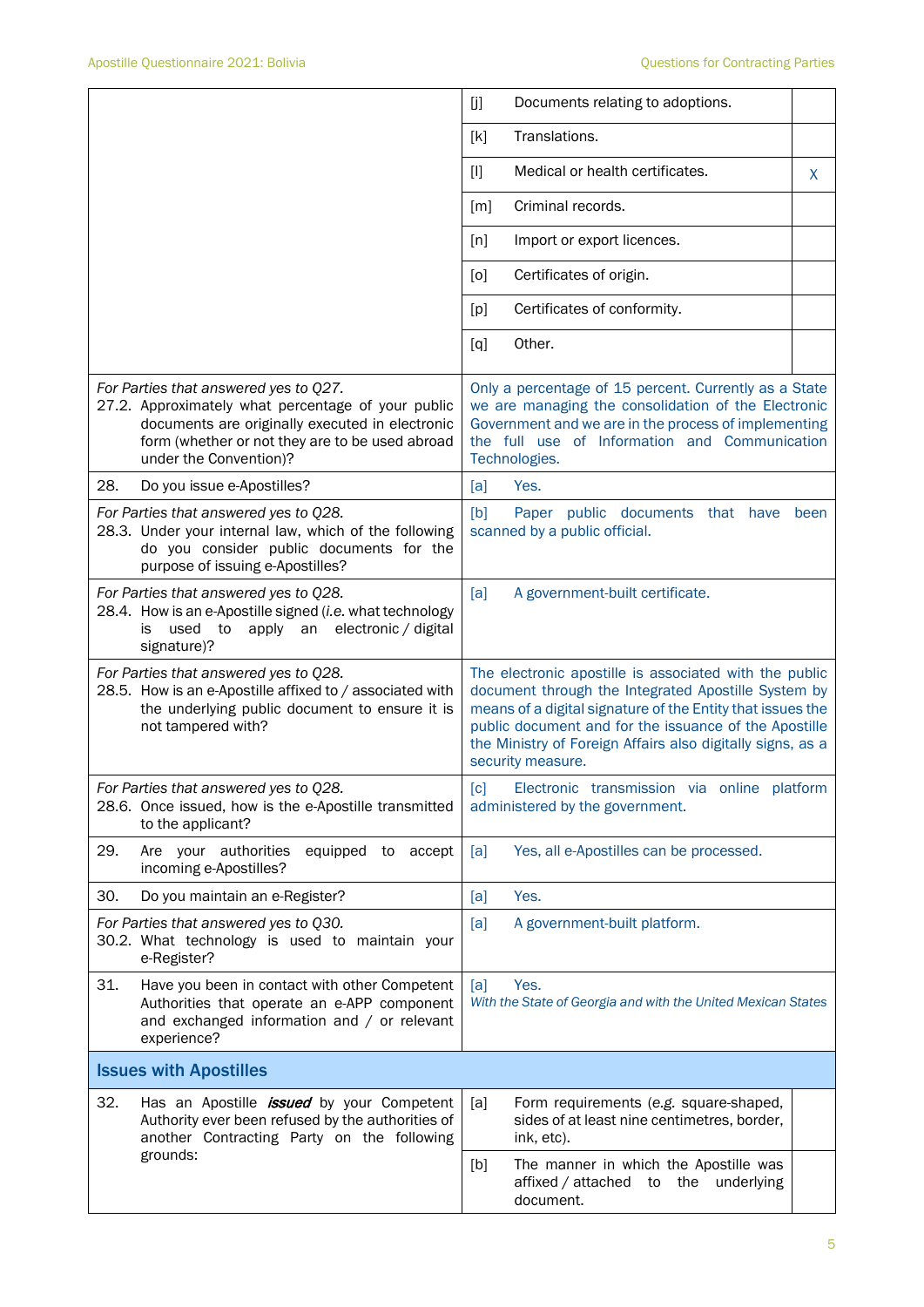| | | |
|---|---|---|
| | [j] Documents relating to adoptions. | |
| | [k] Translations. | |
| | [l] Medical or health certificates. | X |
| | [m] Criminal records. | |
| | [n] Import or export licences. | |
| | [o] Certificates of origin. | |
| | [p] Certificates of conformity. | |
| | [q] Other. | |
| *For Parties that answered yes to Q27.*<br>27.2. Approximately what percentage of your public documents are originally executed in electronic form (whether or not they are to be used abroad under the Convention)? | Only a percentage of 15 percent. Currently as a State we are managing the consolidation of the Electronic Government and we are in the process of implementing the full use of Information and Communication Technologies. | |
| 28. Do you issue e-Apostilles? | [a] Yes. | |
| *For Parties that answered yes to Q28.*<br>28.3. Under your internal law, which of the following do you consider public documents for the purpose of issuing e-Apostilles? | [b] Paper public documents that have been scanned by a public official. | |
| *For Parties that answered yes to Q28.*<br>28.4. How is an e-Apostille signed (*i.e.* what technology is used to apply an electronic / digital signature)? | [a] A government-built certificate. | |
| *For Parties that answered yes to Q28.*<br>28.5. How is an e-Apostille affixed to / associated with the underlying public document to ensure it is not tampered with? | The electronic apostille is associated with the public document through the Integrated Apostille System by means of a digital signature of the Entity that issues the public document and for the issuance of the Apostille the Ministry of Foreign Affairs also digitally signs, as a security measure. | |
| *For Parties that answered yes to Q28.*<br>28.6. Once issued, how is the e-Apostille transmitted to the applicant? | [c] Electronic transmission via online platform administered by the government. | |
| 29. Are your authorities equipped to accept incoming e-Apostilles? | [a] Yes, all e-Apostilles can be processed. | |
| 30. Do you maintain an e-Register? | [a] Yes. | |
| *For Parties that answered yes to Q30.*<br>30.2. What technology is used to maintain your e-Register? | [a] A government-built platform. | |
| 31. Have you been in contact with other Competent Authorities that operate an e-APP component and exchanged information and / or relevant experience? | [a] Yes.<br>*With the State of Georgia and with the United Mexican States* | |
| **Issues with Apostilles** | | |
| 32. Has an Apostille ***issued*** by your Competent Authority ever been refused by the authorities of another Contracting Party on the following grounds: | [a] Form requirements (e.g. square-shaped, sides of at least nine centimetres, border, ink, etc). | |
| | [b] The manner in which the Apostille was affixed / attached to the underlying document. | |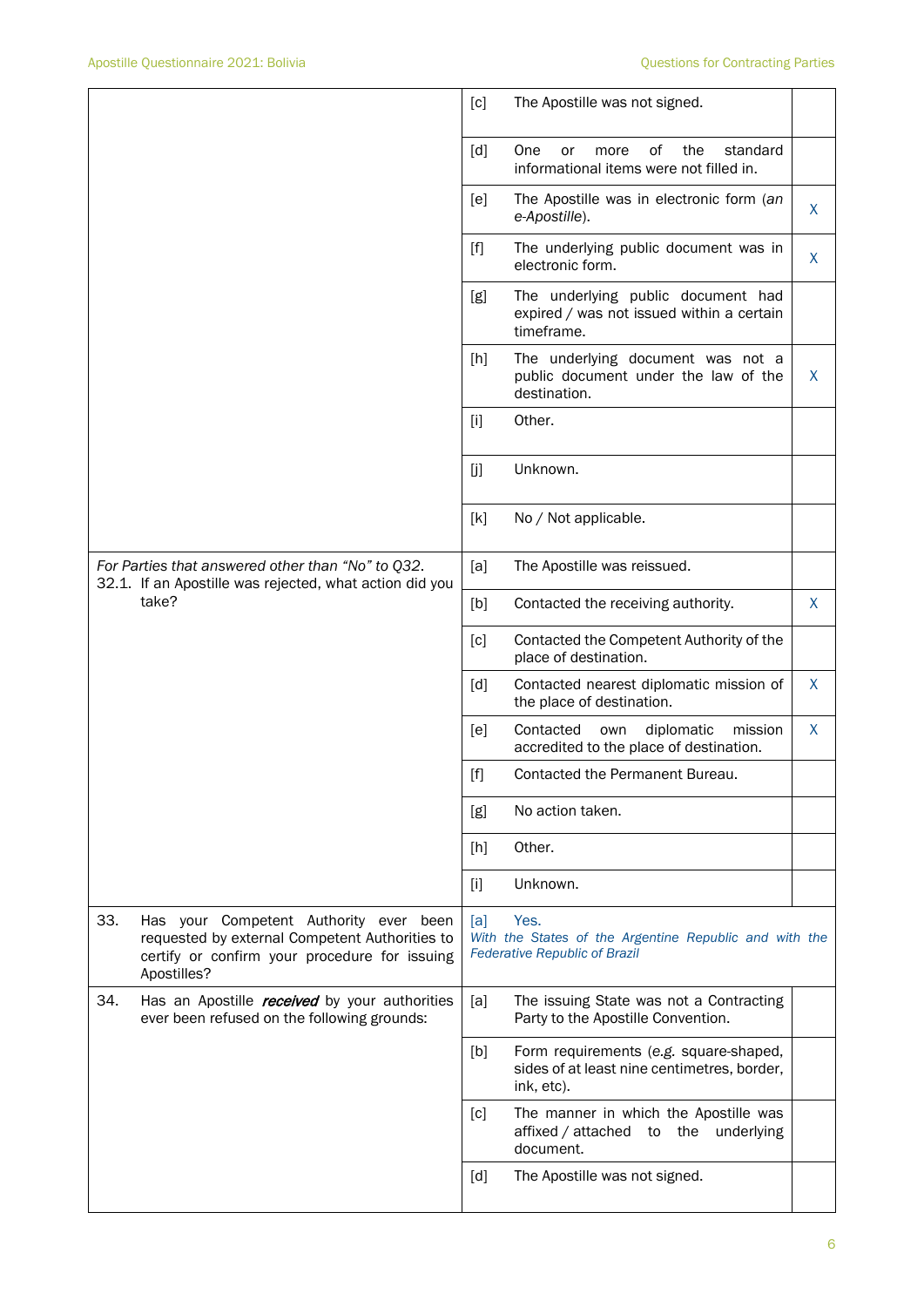| | | | |
|---|---|---|---|
| | [c] | The Apostille was not signed. | |
| | [d] | One or more of the standard informational items were not filled in. | |
| | [e] | The Apostille was in electronic form (*an e-Apostille*). | X |
| | [f] | The underlying public document was in electronic form. | X |
| | [g] | The underlying public document had expired / was not issued within a certain timeframe. | |
| | [h] | The underlying document was not a public document under the law of the destination. | X |
| | [i] | Other. | |
| | [j] | Unknown. | |
| | [k] | No / Not applicable. | |
| *For Parties that answered other than "No" to Q32.* 32.1. If an Apostille was rejected, what action did you take? | [a] | The Apostille was reissued. | |
| | [b] | Contacted the receiving authority. | X |
| | [c] | Contacted the Competent Authority of the place of destination. | |
| | [d] | Contacted nearest diplomatic mission of the place of destination. | X |
| | [e] | Contacted own diplomatic mission accredited to the place of destination. | X |
| | [f] | Contacted the Permanent Bureau. | |
| | [g] | No action taken. | |
| | [h] | Other. | |
| | [i] | Unknown. | |
| 33. Has your Competent Authority ever been requested by external Competent Authorities to certify or confirm your procedure for issuing Apostilles? | [a] | Yes. *With the States of the Argentine Republic and with the Federative Republic of Brazil* | |
| 34. Has an Apostille ***received*** by your authorities ever been refused on the following grounds: | [a] | The issuing State was not a Contracting Party to the Apostille Convention. | |
| | [b] | Form requirements (*e.g.* square-shaped, sides of at least nine centimetres, border, ink, etc). | |
| | [c] | The manner in which the Apostille was affixed / attached to the underlying document. | |
| | [d] | The Apostille was not signed. | |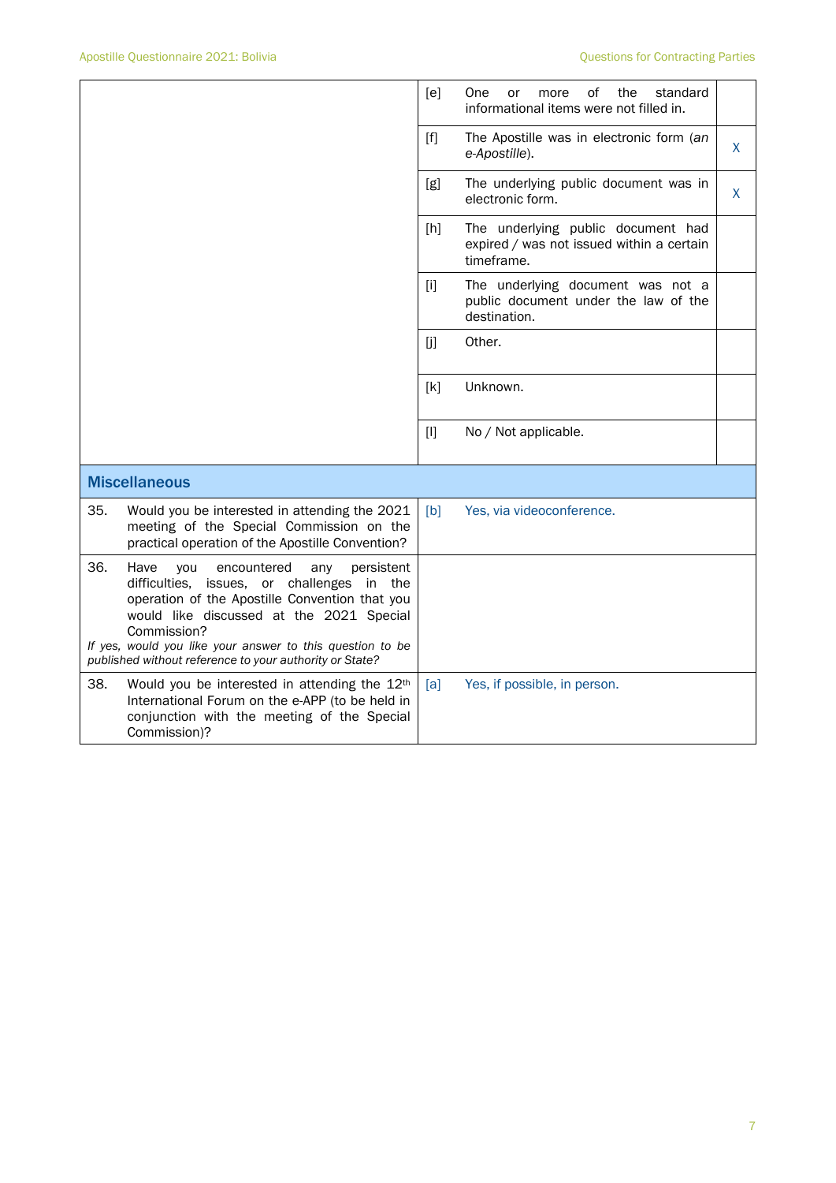| | | | |
|---|---|---|---|
| | [e] | One or more of the standard informational items were not filled in. | |
| | [f] | The Apostille was in electronic form (*an e-Apostille*). | X |
| | [g] | The underlying public document was in electronic form. | X |
| | [h] | The underlying public document had expired / was not issued within a certain timeframe. | |
| | [i] | The underlying document was not a public document under the law of the destination. | |
| | [j] | Other. | |
| | [k] | Unknown. | |
| | [l] | No / Not applicable. | |

## Miscellaneous

| | | |
|---|---|---|
| 35. Would you be interested in attending the 2021 meeting of the Special Commission on the practical operation of the Apostille Convention? | [b] | Yes, via videoconference. |
| 36. Have you encountered any persistent difficulties, issues, or challenges in the operation of the Apostille Convention that you would like discussed at the 2021 Special Commission? *If yes, would you like your answer to this question to be published without reference to your authority or State?* | | |
| 38. Would you be interested in attending the 12th International Forum on the e-APP (to be held in conjunction with the meeting of the Special Commission)? | [a] | Yes, if possible, in person. |